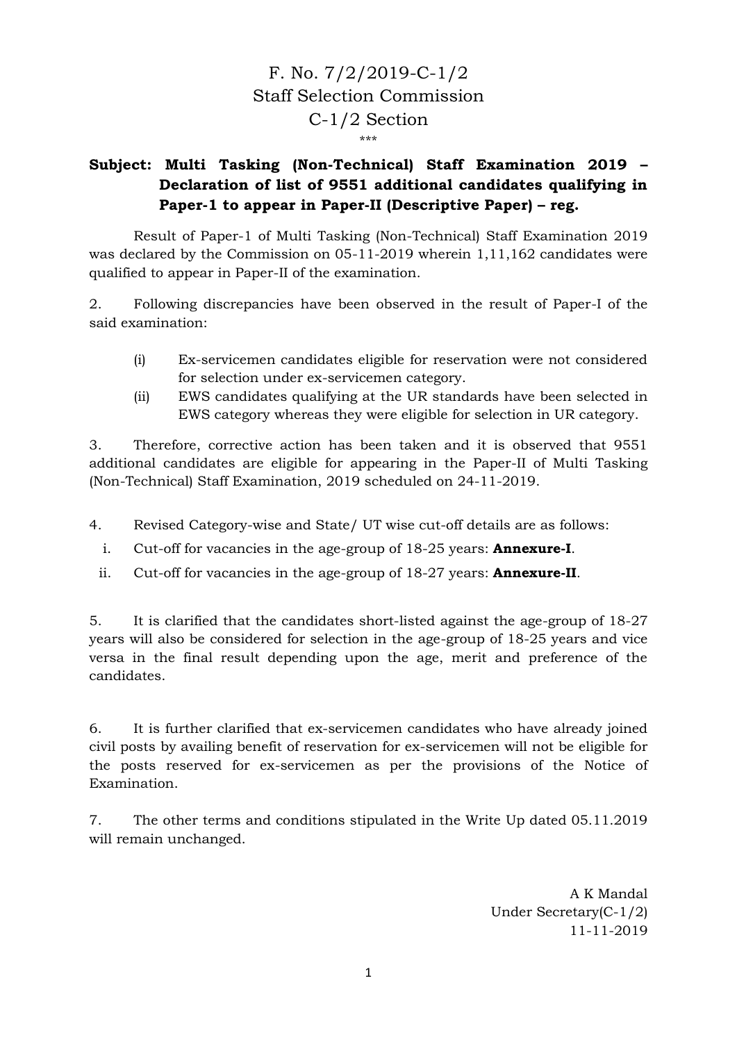F. No. 7/2/2019-C-1/2
Staff Selection Commission
C-1/2 Section
\*\*\*

**Subject: Multi Tasking (Non-Technical) Staff Examination 2019 – Declaration of list of 9551 additional candidates qualifying in Paper-1 to appear in Paper-II (Descriptive Paper) – reg.**

Result of Paper-1 of Multi Tasking (Non-Technical) Staff Examination 2019 was declared by the Commission on 05-11-2019 wherein 1,11,162 candidates were qualified to appear in Paper-II of the examination.

2. Following discrepancies have been observed in the result of Paper-I of the said examination:

(i) Ex-servicemen candidates eligible for reservation were not considered for selection under ex-servicemen category.

(ii) EWS candidates qualifying at the UR standards have been selected in EWS category whereas they were eligible for selection in UR category.

3. Therefore, corrective action has been taken and it is observed that 9551 additional candidates are eligible for appearing in the Paper-II of Multi Tasking (Non-Technical) Staff Examination, 2019 scheduled on 24-11-2019.

4. Revised Category-wise and State/ UT wise cut-off details are as follows:

i. Cut-off for vacancies in the age-group of 18-25 years: **Annexure-I**.

ii. Cut-off for vacancies in the age-group of 18-27 years: **Annexure-II**.

5. It is clarified that the candidates short-listed against the age-group of 18-27 years will also be considered for selection in the age-group of 18-25 years and vice versa in the final result depending upon the age, merit and preference of the candidates.

6. It is further clarified that ex-servicemen candidates who have already joined civil posts by availing benefit of reservation for ex-servicemen will not be eligible for the posts reserved for ex-servicemen as per the provisions of the Notice of Examination.

7. The other terms and conditions stipulated in the Write Up dated 05.11.2019 will remain unchanged.

A K Mandal
Under Secretary(C-1/2)
11-11-2019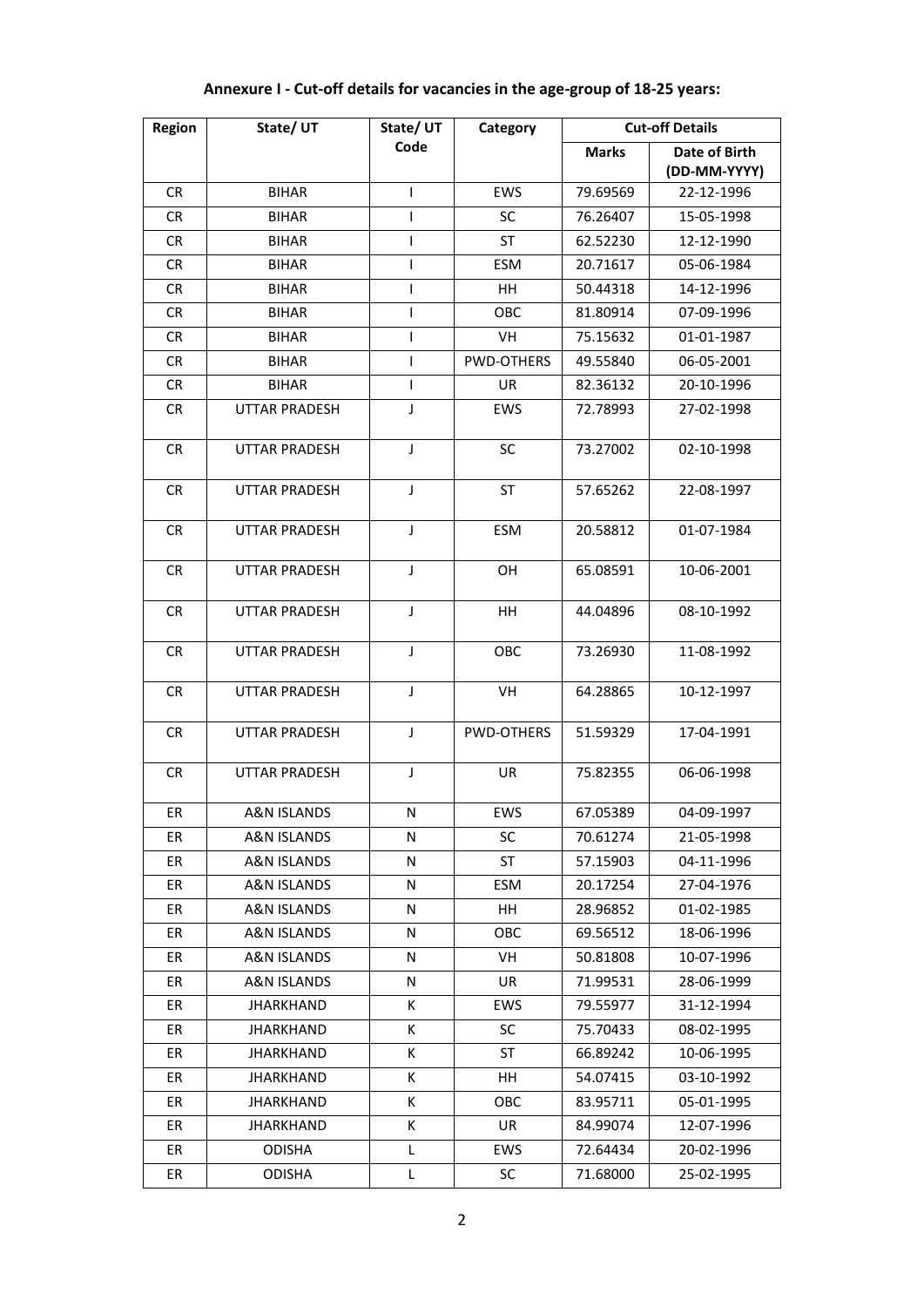**Annexure I - Cut-off details for vacancies in the age-group of 18-25 years:**

| Region | State/ UT | State/ UT Code | Category | Cut-off Details | |
|---|---|---|---|---|---|
| | | | | Marks | Date of Birth (DD-MM-YYYY) |
| CR | BIHAR | I | EWS | 79.69569 | 22-12-1996 |
| CR | BIHAR | I | SC | 76.26407 | 15-05-1998 |
| CR | BIHAR | I | ST | 62.52230 | 12-12-1990 |
| CR | BIHAR | I | ESM | 20.71617 | 05-06-1984 |
| CR | BIHAR | I | HH | 50.44318 | 14-12-1996 |
| CR | BIHAR | I | OBC | 81.80914 | 07-09-1996 |
| CR | BIHAR | I | VH | 75.15632 | 01-01-1987 |
| CR | BIHAR | I | PWD-OTHERS | 49.55840 | 06-05-2001 |
| CR | BIHAR | I | UR | 82.36132 | 20-10-1996 |
| CR | UTTAR PRADESH | J | EWS | 72.78993 | 27-02-1998 |
| CR | UTTAR PRADESH | J | SC | 73.27002 | 02-10-1998 |
| CR | UTTAR PRADESH | J | ST | 57.65262 | 22-08-1997 |
| CR | UTTAR PRADESH | J | ESM | 20.58812 | 01-07-1984 |
| CR | UTTAR PRADESH | J | OH | 65.08591 | 10-06-2001 |
| CR | UTTAR PRADESH | J | HH | 44.04896 | 08-10-1992 |
| CR | UTTAR PRADESH | J | OBC | 73.26930 | 11-08-1992 |
| CR | UTTAR PRADESH | J | VH | 64.28865 | 10-12-1997 |
| CR | UTTAR PRADESH | J | PWD-OTHERS | 51.59329 | 17-04-1991 |
| CR | UTTAR PRADESH | J | UR | 75.82355 | 06-06-1998 |
| ER | A&N ISLANDS | N | EWS | 67.05389 | 04-09-1997 |
| ER | A&N ISLANDS | N | SC | 70.61274 | 21-05-1998 |
| ER | A&N ISLANDS | N | ST | 57.15903 | 04-11-1996 |
| ER | A&N ISLANDS | N | ESM | 20.17254 | 27-04-1976 |
| ER | A&N ISLANDS | N | HH | 28.96852 | 01-02-1985 |
| ER | A&N ISLANDS | N | OBC | 69.56512 | 18-06-1996 |
| ER | A&N ISLANDS | N | VH | 50.81808 | 10-07-1996 |
| ER | A&N ISLANDS | N | UR | 71.99531 | 28-06-1999 |
| ER | JHARKHAND | K | EWS | 79.55977 | 31-12-1994 |
| ER | JHARKHAND | K | SC | 75.70433 | 08-02-1995 |
| ER | JHARKHAND | K | ST | 66.89242 | 10-06-1995 |
| ER | JHARKHAND | K | HH | 54.07415 | 03-10-1992 |
| ER | JHARKHAND | K | OBC | 83.95711 | 05-01-1995 |
| ER | JHARKHAND | K | UR | 84.99074 | 12-07-1996 |
| ER | ODISHA | L | EWS | 72.64434 | 20-02-1996 |
| ER | ODISHA | L | SC | 71.68000 | 25-02-1995 |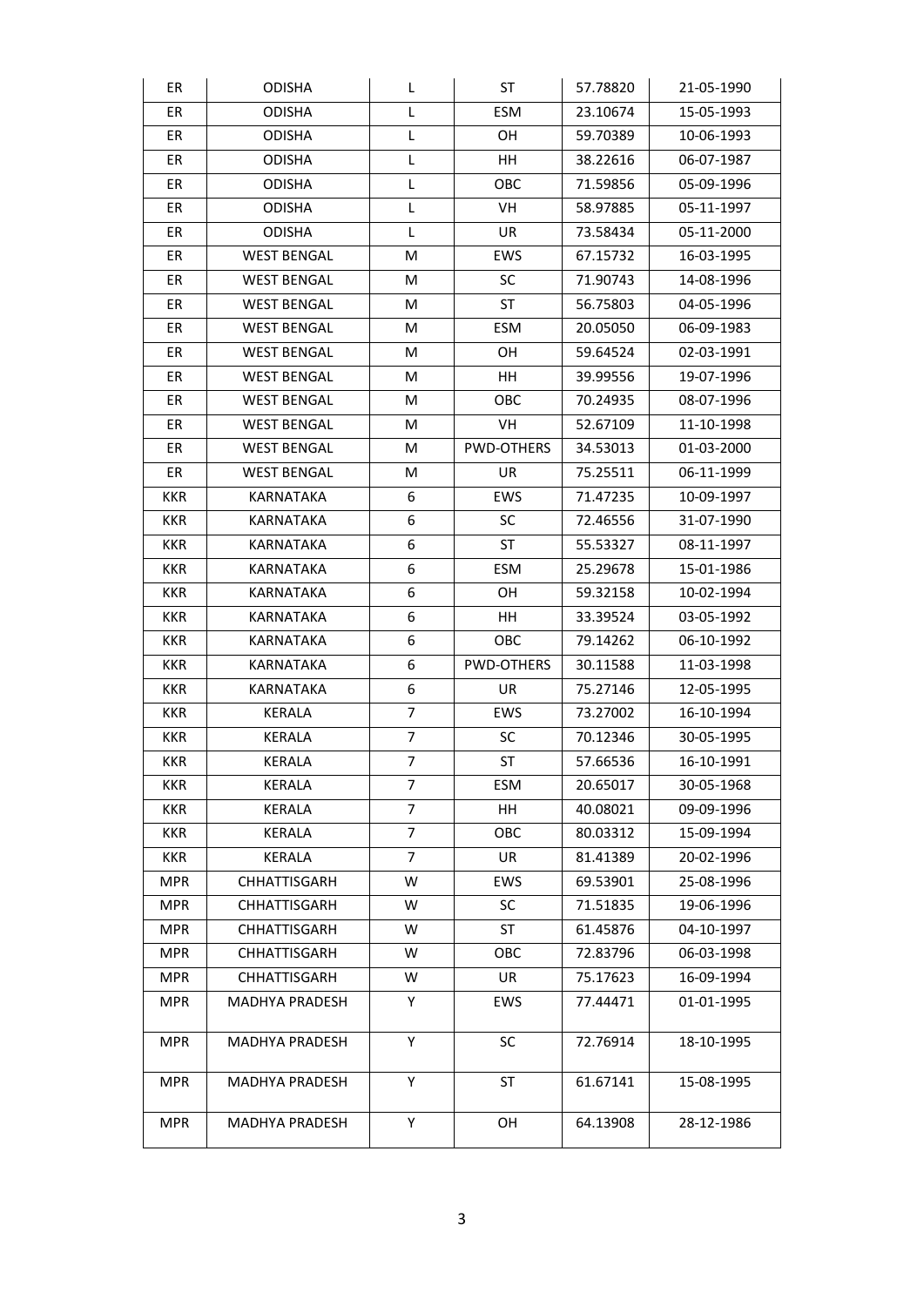| ER | ODISHA | L | ST | 57.78820 | 21-05-1990 |
|---|---|---|---|---|---|
| ER | ODISHA | L | ESM | 23.10674 | 15-05-1993 |
| ER | ODISHA | L | OH | 59.70389 | 10-06-1993 |
| ER | ODISHA | L | HH | 38.22616 | 06-07-1987 |
| ER | ODISHA | L | OBC | 71.59856 | 05-09-1996 |
| ER | ODISHA | L | VH | 58.97885 | 05-11-1997 |
| ER | ODISHA | L | UR | 73.58434 | 05-11-2000 |
| ER | WEST BENGAL | M | EWS | 67.15732 | 16-03-1995 |
| ER | WEST BENGAL | M | SC | 71.90743 | 14-08-1996 |
| ER | WEST BENGAL | M | ST | 56.75803 | 04-05-1996 |
| ER | WEST BENGAL | M | ESM | 20.05050 | 06-09-1983 |
| ER | WEST BENGAL | M | OH | 59.64524 | 02-03-1991 |
| ER | WEST BENGAL | M | HH | 39.99556 | 19-07-1996 |
| ER | WEST BENGAL | M | OBC | 70.24935 | 08-07-1996 |
| ER | WEST BENGAL | M | VH | 52.67109 | 11-10-1998 |
| ER | WEST BENGAL | M | PWD-OTHERS | 34.53013 | 01-03-2000 |
| ER | WEST BENGAL | M | UR | 75.25511 | 06-11-1999 |
| KKR | KARNATAKA | 6 | EWS | 71.47235 | 10-09-1997 |
| KKR | KARNATAKA | 6 | SC | 72.46556 | 31-07-1990 |
| KKR | KARNATAKA | 6 | ST | 55.53327 | 08-11-1997 |
| KKR | KARNATAKA | 6 | ESM | 25.29678 | 15-01-1986 |
| KKR | KARNATAKA | 6 | OH | 59.32158 | 10-02-1994 |
| KKR | KARNATAKA | 6 | HH | 33.39524 | 03-05-1992 |
| KKR | KARNATAKA | 6 | OBC | 79.14262 | 06-10-1992 |
| KKR | KARNATAKA | 6 | PWD-OTHERS | 30.11588 | 11-03-1998 |
| KKR | KARNATAKA | 6 | UR | 75.27146 | 12-05-1995 |
| KKR | KERALA | 7 | EWS | 73.27002 | 16-10-1994 |
| KKR | KERALA | 7 | SC | 70.12346 | 30-05-1995 |
| KKR | KERALA | 7 | ST | 57.66536 | 16-10-1991 |
| KKR | KERALA | 7 | ESM | 20.65017 | 30-05-1968 |
| KKR | KERALA | 7 | HH | 40.08021 | 09-09-1996 |
| KKR | KERALA | 7 | OBC | 80.03312 | 15-09-1994 |
| KKR | KERALA | 7 | UR | 81.41389 | 20-02-1996 |
| MPR | CHHATTISGARH | W | EWS | 69.53901 | 25-08-1996 |
| MPR | CHHATTISGARH | W | SC | 71.51835 | 19-06-1996 |
| MPR | CHHATTISGARH | W | ST | 61.45876 | 04-10-1997 |
| MPR | CHHATTISGARH | W | OBC | 72.83796 | 06-03-1998 |
| MPR | CHHATTISGARH | W | UR | 75.17623 | 16-09-1994 |
| MPR | MADHYA PRADESH | Y | EWS | 77.44471 | 01-01-1995 |
| MPR | MADHYA PRADESH | Y | SC | 72.76914 | 18-10-1995 |
| MPR | MADHYA PRADESH | Y | ST | 61.67141 | 15-08-1995 |
| MPR | MADHYA PRADESH | Y | OH | 64.13908 | 28-12-1986 |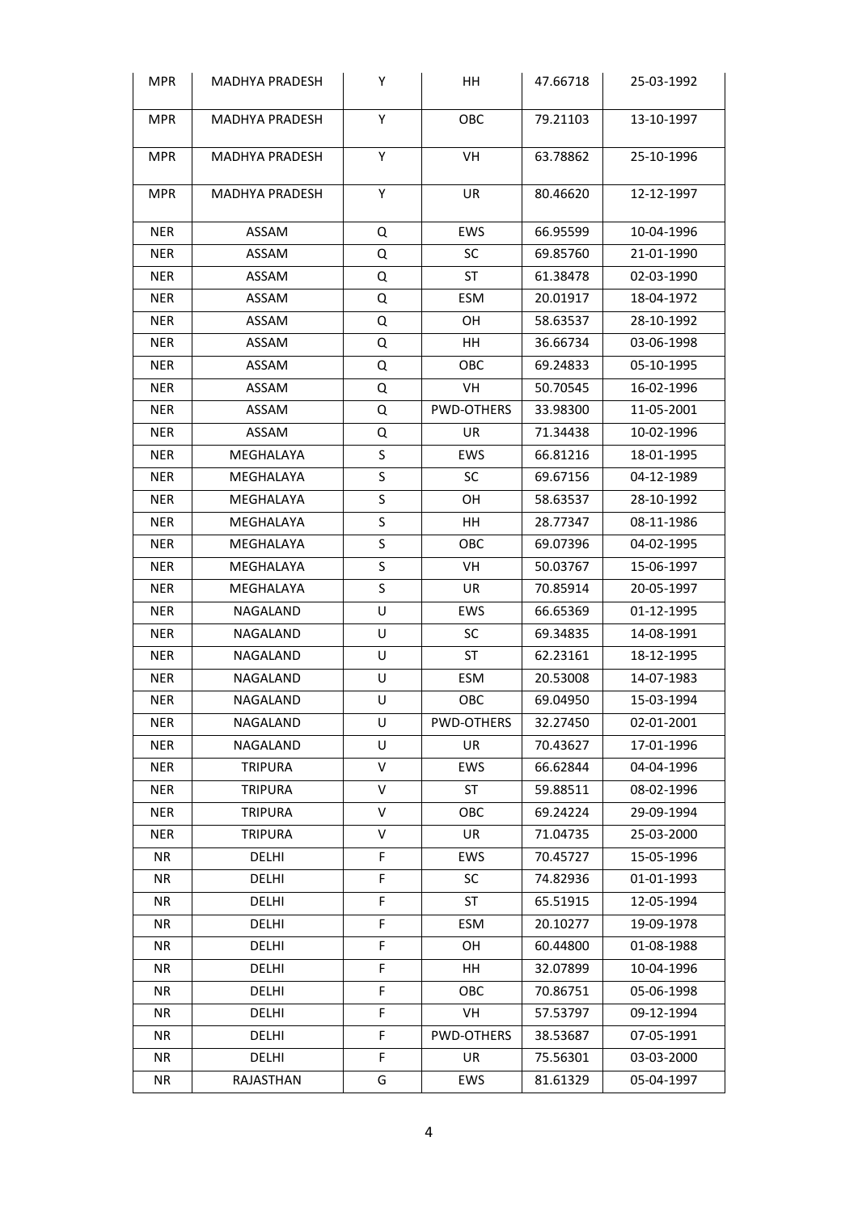| MPR | MADHYA PRADESH | Y | HH | 47.66718 | 25-03-1992 |
|---|---|---|---|---|---|
| MPR | MADHYA PRADESH | Y | OBC | 79.21103 | 13-10-1997 |
| MPR | MADHYA PRADESH | Y | VH | 63.78862 | 25-10-1996 |
| MPR | MADHYA PRADESH | Y | UR | 80.46620 | 12-12-1997 |
| NER | ASSAM | Q | EWS | 66.95599 | 10-04-1996 |
| NER | ASSAM | Q | SC | 69.85760 | 21-01-1990 |
| NER | ASSAM | Q | ST | 61.38478 | 02-03-1990 |
| NER | ASSAM | Q | ESM | 20.01917 | 18-04-1972 |
| NER | ASSAM | Q | OH | 58.63537 | 28-10-1992 |
| NER | ASSAM | Q | HH | 36.66734 | 03-06-1998 |
| NER | ASSAM | Q | OBC | 69.24833 | 05-10-1995 |
| NER | ASSAM | Q | VH | 50.70545 | 16-02-1996 |
| NER | ASSAM | Q | PWD-OTHERS | 33.98300 | 11-05-2001 |
| NER | ASSAM | Q | UR | 71.34438 | 10-02-1996 |
| NER | MEGHALAYA | S | EWS | 66.81216 | 18-01-1995 |
| NER | MEGHALAYA | S | SC | 69.67156 | 04-12-1989 |
| NER | MEGHALAYA | S | OH | 58.63537 | 28-10-1992 |
| NER | MEGHALAYA | S | HH | 28.77347 | 08-11-1986 |
| NER | MEGHALAYA | S | OBC | 69.07396 | 04-02-1995 |
| NER | MEGHALAYA | S | VH | 50.03767 | 15-06-1997 |
| NER | MEGHALAYA | S | UR | 70.85914 | 20-05-1997 |
| NER | NAGALAND | U | EWS | 66.65369 | 01-12-1995 |
| NER | NAGALAND | U | SC | 69.34835 | 14-08-1991 |
| NER | NAGALAND | U | ST | 62.23161 | 18-12-1995 |
| NER | NAGALAND | U | ESM | 20.53008 | 14-07-1983 |
| NER | NAGALAND | U | OBC | 69.04950 | 15-03-1994 |
| NER | NAGALAND | U | PWD-OTHERS | 32.27450 | 02-01-2001 |
| NER | NAGALAND | U | UR | 70.43627 | 17-01-1996 |
| NER | TRIPURA | V | EWS | 66.62844 | 04-04-1996 |
| NER | TRIPURA | V | ST | 59.88511 | 08-02-1996 |
| NER | TRIPURA | V | OBC | 69.24224 | 29-09-1994 |
| NER | TRIPURA | V | UR | 71.04735 | 25-03-2000 |
| NR | DELHI | F | EWS | 70.45727 | 15-05-1996 |
| NR | DELHI | F | SC | 74.82936 | 01-01-1993 |
| NR | DELHI | F | ST | 65.51915 | 12-05-1994 |
| NR | DELHI | F | ESM | 20.10277 | 19-09-1978 |
| NR | DELHI | F | OH | 60.44800 | 01-08-1988 |
| NR | DELHI | F | HH | 32.07899 | 10-04-1996 |
| NR | DELHI | F | OBC | 70.86751 | 05-06-1998 |
| NR | DELHI | F | VH | 57.53797 | 09-12-1994 |
| NR | DELHI | F | PWD-OTHERS | 38.53687 | 07-05-1991 |
| NR | DELHI | F | UR | 75.56301 | 03-03-2000 |
| NR | RAJASTHAN | G | EWS | 81.61329 | 05-04-1997 |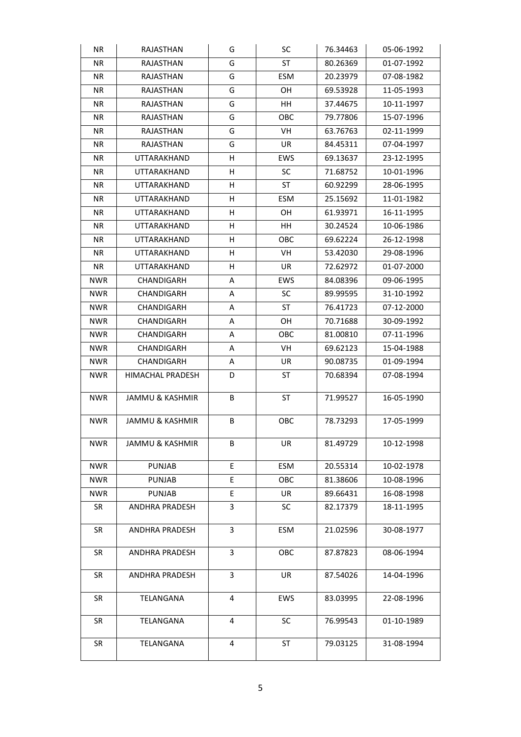| NR | RAJASTHAN | G | SC | 76.34463 | 05-06-1992 |
|---|---|---|---|---|---|
| NR | RAJASTHAN | G | ST | 80.26369 | 01-07-1992 |
| NR | RAJASTHAN | G | ESM | 20.23979 | 07-08-1982 |
| NR | RAJASTHAN | G | OH | 69.53928 | 11-05-1993 |
| NR | RAJASTHAN | G | HH | 37.44675 | 10-11-1997 |
| NR | RAJASTHAN | G | OBC | 79.77806 | 15-07-1996 |
| NR | RAJASTHAN | G | VH | 63.76763 | 02-11-1999 |
| NR | RAJASTHAN | G | UR | 84.45311 | 07-04-1997 |
| NR | UTTARAKHAND | H | EWS | 69.13637 | 23-12-1995 |
| NR | UTTARAKHAND | H | SC | 71.68752 | 10-01-1996 |
| NR | UTTARAKHAND | H | ST | 60.92299 | 28-06-1995 |
| NR | UTTARAKHAND | H | ESM | 25.15692 | 11-01-1982 |
| NR | UTTARAKHAND | H | OH | 61.93971 | 16-11-1995 |
| NR | UTTARAKHAND | H | HH | 30.24524 | 10-06-1986 |
| NR | UTTARAKHAND | H | OBC | 69.62224 | 26-12-1998 |
| NR | UTTARAKHAND | H | VH | 53.42030 | 29-08-1996 |
| NR | UTTARAKHAND | H | UR | 72.62972 | 01-07-2000 |
| NWR | CHANDIGARH | A | EWS | 84.08396 | 09-06-1995 |
| NWR | CHANDIGARH | A | SC | 89.99595 | 31-10-1992 |
| NWR | CHANDIGARH | A | ST | 76.41723 | 07-12-2000 |
| NWR | CHANDIGARH | A | OH | 70.71688 | 30-09-1992 |
| NWR | CHANDIGARH | A | OBC | 81.00810 | 07-11-1996 |
| NWR | CHANDIGARH | A | VH | 69.62123 | 15-04-1988 |
| NWR | CHANDIGARH | A | UR | 90.08735 | 01-09-1994 |
| NWR | HIMACHAL PRADESH | D | ST | 70.68394 | 07-08-1994 |
| NWR | JAMMU & KASHMIR | B | ST | 71.99527 | 16-05-1990 |
| NWR | JAMMU & KASHMIR | B | OBC | 78.73293 | 17-05-1999 |
| NWR | JAMMU & KASHMIR | B | UR | 81.49729 | 10-12-1998 |
| NWR | PUNJAB | E | ESM | 20.55314 | 10-02-1978 |
| NWR | PUNJAB | E | OBC | 81.38606 | 10-08-1996 |
| NWR | PUNJAB | E | UR | 89.66431 | 16-08-1998 |
| SR | ANDHRA PRADESH | 3 | SC | 82.17379 | 18-11-1995 |
| SR | ANDHRA PRADESH | 3 | ESM | 21.02596 | 30-08-1977 |
| SR | ANDHRA PRADESH | 3 | OBC | 87.87823 | 08-06-1994 |
| SR | ANDHRA PRADESH | 3 | UR | 87.54026 | 14-04-1996 |
| SR | TELANGANA | 4 | EWS | 83.03995 | 22-08-1996 |
| SR | TELANGANA | 4 | SC | 76.99543 | 01-10-1989 |
| SR | TELANGANA | 4 | ST | 79.03125 | 31-08-1994 |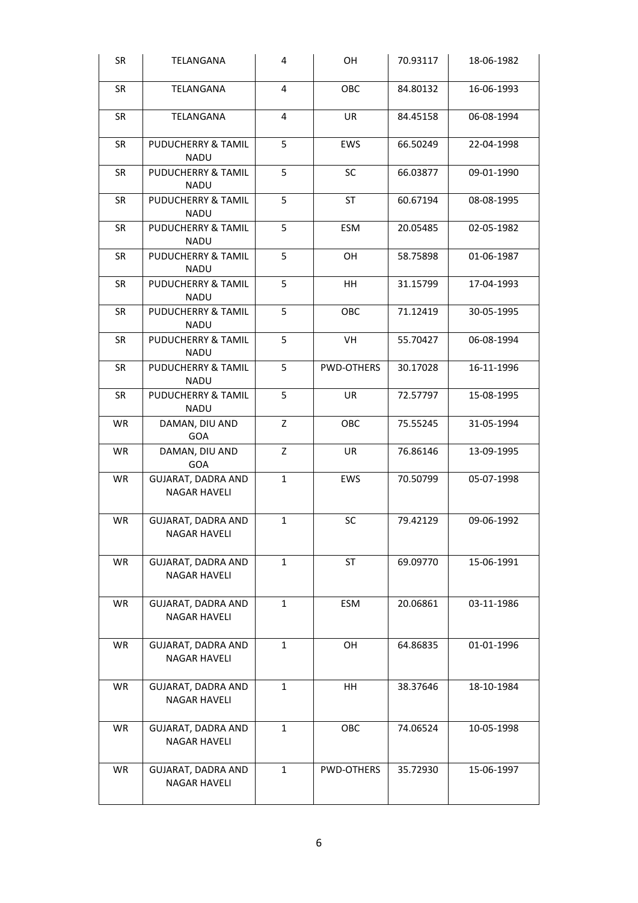| SR | TELANGANA | 4 | OH | 70.93117 | 18-06-1982 |
|---|---|---|---|---|---|
| SR | TELANGANA | 4 | OBC | 84.80132 | 16-06-1993 |
| SR | TELANGANA | 4 | UR | 84.45158 | 06-08-1994 |
| SR | PUDUCHERRY & TAMIL NADU | 5 | EWS | 66.50249 | 22-04-1998 |
| SR | PUDUCHERRY & TAMIL NADU | 5 | SC | 66.03877 | 09-01-1990 |
| SR | PUDUCHERRY & TAMIL NADU | 5 | ST | 60.67194 | 08-08-1995 |
| SR | PUDUCHERRY & TAMIL NADU | 5 | ESM | 20.05485 | 02-05-1982 |
| SR | PUDUCHERRY & TAMIL NADU | 5 | OH | 58.75898 | 01-06-1987 |
| SR | PUDUCHERRY & TAMIL NADU | 5 | HH | 31.15799 | 17-04-1993 |
| SR | PUDUCHERRY & TAMIL NADU | 5 | OBC | 71.12419 | 30-05-1995 |
| SR | PUDUCHERRY & TAMIL NADU | 5 | VH | 55.70427 | 06-08-1994 |
| SR | PUDUCHERRY & TAMIL NADU | 5 | PWD-OTHERS | 30.17028 | 16-11-1996 |
| SR | PUDUCHERRY & TAMIL NADU | 5 | UR | 72.57797 | 15-08-1995 |
| WR | DAMAN, DIU AND GOA | Z | OBC | 75.55245 | 31-05-1994 |
| WR | DAMAN, DIU AND GOA | Z | UR | 76.86146 | 13-09-1995 |
| WR | GUJARAT, DADRA AND NAGAR HAVELI | 1 | EWS | 70.50799 | 05-07-1998 |
| WR | GUJARAT, DADRA AND NAGAR HAVELI | 1 | SC | 79.42129 | 09-06-1992 |
| WR | GUJARAT, DADRA AND NAGAR HAVELI | 1 | ST | 69.09770 | 15-06-1991 |
| WR | GUJARAT, DADRA AND NAGAR HAVELI | 1 | ESM | 20.06861 | 03-11-1986 |
| WR | GUJARAT, DADRA AND NAGAR HAVELI | 1 | OH | 64.86835 | 01-01-1996 |
| WR | GUJARAT, DADRA AND NAGAR HAVELI | 1 | HH | 38.37646 | 18-10-1984 |
| WR | GUJARAT, DADRA AND NAGAR HAVELI | 1 | OBC | 74.06524 | 10-05-1998 |
| WR | GUJARAT, DADRA AND NAGAR HAVELI | 1 | PWD-OTHERS | 35.72930 | 15-06-1997 |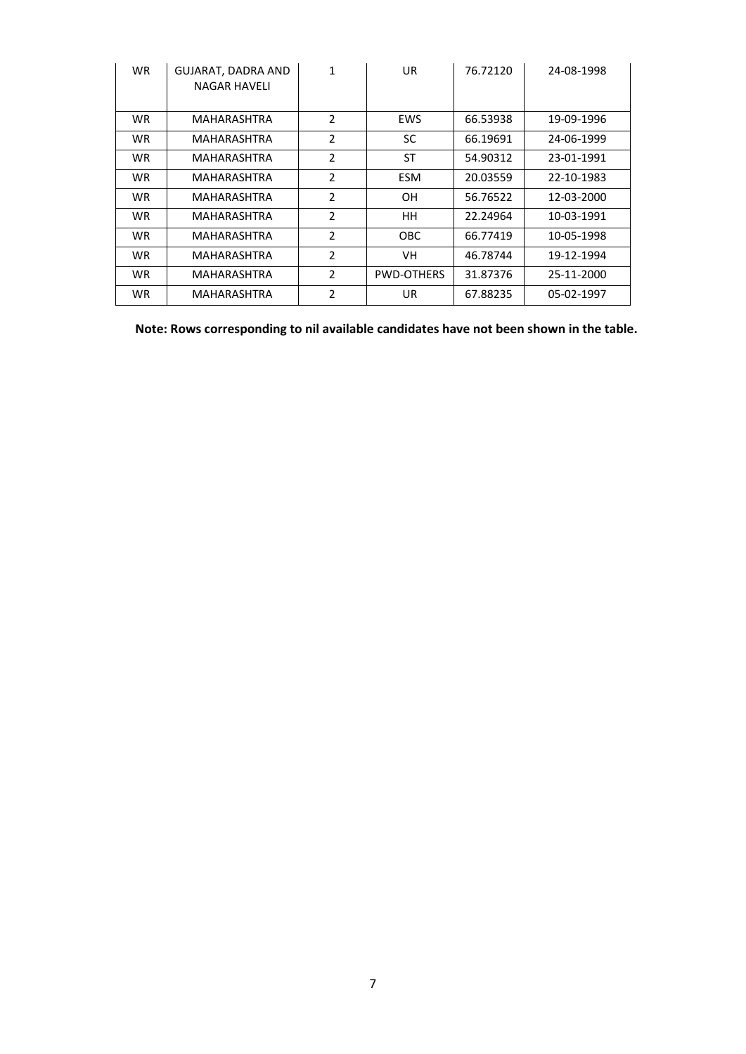| WR | GUJARAT, DADRA AND NAGAR HAVELI | 1 | UR | 76.72120 | 24-08-1998 |
|---|---|---|---|---|---|
| WR | MAHARASHTRA | 2 | EWS | 66.53938 | 19-09-1996 |
| WR | MAHARASHTRA | 2 | SC | 66.19691 | 24-06-1999 |
| WR | MAHARASHTRA | 2 | ST | 54.90312 | 23-01-1991 |
| WR | MAHARASHTRA | 2 | ESM | 20.03559 | 22-10-1983 |
| WR | MAHARASHTRA | 2 | OH | 56.76522 | 12-03-2000 |
| WR | MAHARASHTRA | 2 | HH | 22.24964 | 10-03-1991 |
| WR | MAHARASHTRA | 2 | OBC | 66.77419 | 10-05-1998 |
| WR | MAHARASHTRA | 2 | VH | 46.78744 | 19-12-1994 |
| WR | MAHARASHTRA | 2 | PWD-OTHERS | 31.87376 | 25-11-2000 |
| WR | MAHARASHTRA | 2 | UR | 67.88235 | 05-02-1997 |

**Note: Rows corresponding to nil available candidates have not been shown in the table.**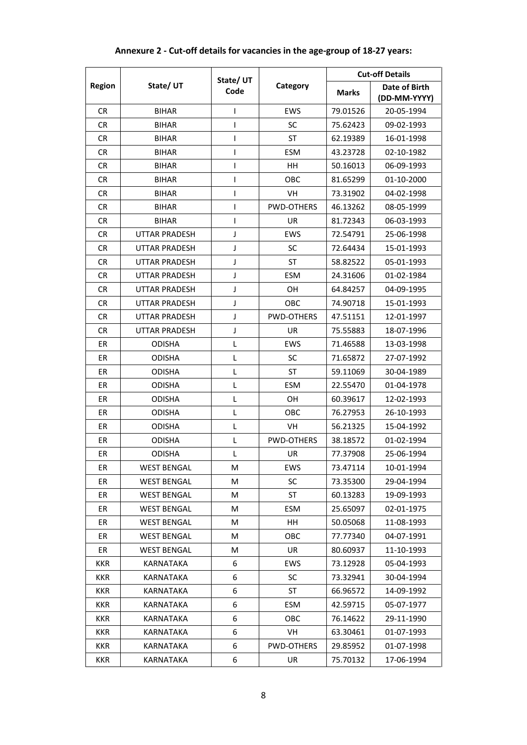**Annexure 2 - Cut-off details for vacancies in the age-group of 18-27 years:**

| Region | State/ UT | State/ UT Code | Category | Cut-off Details | |
|---|---|---|---|---|---|
| | | | | Marks | Date of Birth (DD-MM-YYYY) |
| CR | BIHAR | I | EWS | 79.01526 | 20-05-1994 |
| CR | BIHAR | I | SC | 75.62423 | 09-02-1993 |
| CR | BIHAR | I | ST | 62.19389 | 16-01-1998 |
| CR | BIHAR | I | ESM | 43.23728 | 02-10-1982 |
| CR | BIHAR | I | HH | 50.16013 | 06-09-1993 |
| CR | BIHAR | I | OBC | 81.65299 | 01-10-2000 |
| CR | BIHAR | I | VH | 73.31902 | 04-02-1998 |
| CR | BIHAR | I | PWD-OTHERS | 46.13262 | 08-05-1999 |
| CR | BIHAR | I | UR | 81.72343 | 06-03-1993 |
| CR | UTTAR PRADESH | J | EWS | 72.54791 | 25-06-1998 |
| CR | UTTAR PRADESH | J | SC | 72.64434 | 15-01-1993 |
| CR | UTTAR PRADESH | J | ST | 58.82522 | 05-01-1993 |
| CR | UTTAR PRADESH | J | ESM | 24.31606 | 01-02-1984 |
| CR | UTTAR PRADESH | J | OH | 64.84257 | 04-09-1995 |
| CR | UTTAR PRADESH | J | OBC | 74.90718 | 15-01-1993 |
| CR | UTTAR PRADESH | J | PWD-OTHERS | 47.51151 | 12-01-1997 |
| CR | UTTAR PRADESH | J | UR | 75.55883 | 18-07-1996 |
| ER | ODISHA | L | EWS | 71.46588 | 13-03-1998 |
| ER | ODISHA | L | SC | 71.65872 | 27-07-1992 |
| ER | ODISHA | L | ST | 59.11069 | 30-04-1989 |
| ER | ODISHA | L | ESM | 22.55470 | 01-04-1978 |
| ER | ODISHA | L | OH | 60.39617 | 12-02-1993 |
| ER | ODISHA | L | OBC | 76.27953 | 26-10-1993 |
| ER | ODISHA | L | VH | 56.21325 | 15-04-1992 |
| ER | ODISHA | L | PWD-OTHERS | 38.18572 | 01-02-1994 |
| ER | ODISHA | L | UR | 77.37908 | 25-06-1994 |
| ER | WEST BENGAL | M | EWS | 73.47114 | 10-01-1994 |
| ER | WEST BENGAL | M | SC | 73.35300 | 29-04-1994 |
| ER | WEST BENGAL | M | ST | 60.13283 | 19-09-1993 |
| ER | WEST BENGAL | M | ESM | 25.65097 | 02-01-1975 |
| ER | WEST BENGAL | M | HH | 50.05068 | 11-08-1993 |
| ER | WEST BENGAL | M | OBC | 77.77340 | 04-07-1991 |
| ER | WEST BENGAL | M | UR | 80.60937 | 11-10-1993 |
| KKR | KARNATAKA | 6 | EWS | 73.12928 | 05-04-1993 |
| KKR | KARNATAKA | 6 | SC | 73.32941 | 30-04-1994 |
| KKR | KARNATAKA | 6 | ST | 66.96572 | 14-09-1992 |
| KKR | KARNATAKA | 6 | ESM | 42.59715 | 05-07-1977 |
| KKR | KARNATAKA | 6 | OBC | 76.14622 | 29-11-1990 |
| KKR | KARNATAKA | 6 | VH | 63.30461 | 01-07-1993 |
| KKR | KARNATAKA | 6 | PWD-OTHERS | 29.85952 | 01-07-1998 |
| KKR | KARNATAKA | 6 | UR | 75.70132 | 17-06-1994 |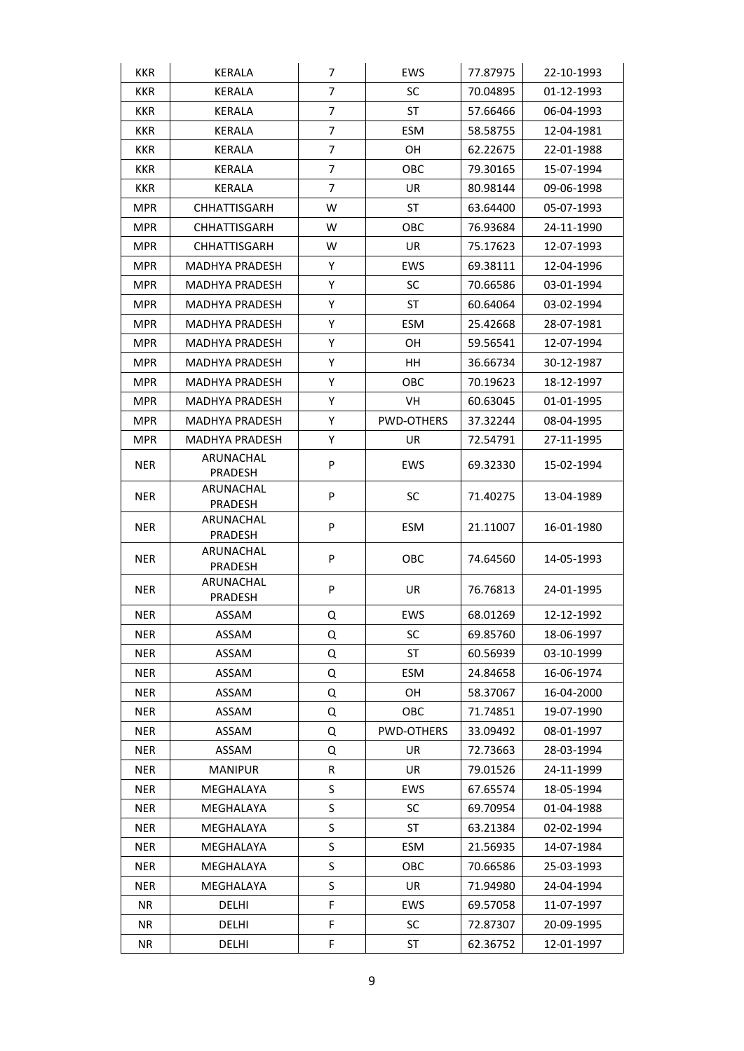| KKR | KERALA | 7 | EWS | 77.87975 | 22-10-1993 |
|---|---|---|---|---|---|
| KKR | KERALA | 7 | SC | 70.04895 | 01-12-1993 |
| KKR | KERALA | 7 | ST | 57.66466 | 06-04-1993 |
| KKR | KERALA | 7 | ESM | 58.58755 | 12-04-1981 |
| KKR | KERALA | 7 | OH | 62.22675 | 22-01-1988 |
| KKR | KERALA | 7 | OBC | 79.30165 | 15-07-1994 |
| KKR | KERALA | 7 | UR | 80.98144 | 09-06-1998 |
| MPR | CHHATTISGARH | W | ST | 63.64400 | 05-07-1993 |
| MPR | CHHATTISGARH | W | OBC | 76.93684 | 24-11-1990 |
| MPR | CHHATTISGARH | W | UR | 75.17623 | 12-07-1993 |
| MPR | MADHYA PRADESH | Y | EWS | 69.38111 | 12-04-1996 |
| MPR | MADHYA PRADESH | Y | SC | 70.66586 | 03-01-1994 |
| MPR | MADHYA PRADESH | Y | ST | 60.64064 | 03-02-1994 |
| MPR | MADHYA PRADESH | Y | ESM | 25.42668 | 28-07-1981 |
| MPR | MADHYA PRADESH | Y | OH | 59.56541 | 12-07-1994 |
| MPR | MADHYA PRADESH | Y | HH | 36.66734 | 30-12-1987 |
| MPR | MADHYA PRADESH | Y | OBC | 70.19623 | 18-12-1997 |
| MPR | MADHYA PRADESH | Y | VH | 60.63045 | 01-01-1995 |
| MPR | MADHYA PRADESH | Y | PWD-OTHERS | 37.32244 | 08-04-1995 |
| MPR | MADHYA PRADESH | Y | UR | 72.54791 | 27-11-1995 |
| NER | ARUNACHAL PRADESH | P | EWS | 69.32330 | 15-02-1994 |
| NER | ARUNACHAL PRADESH | P | SC | 71.40275 | 13-04-1989 |
| NER | ARUNACHAL PRADESH | P | ESM | 21.11007 | 16-01-1980 |
| NER | ARUNACHAL PRADESH | P | OBC | 74.64560 | 14-05-1993 |
| NER | ARUNACHAL PRADESH | P | UR | 76.76813 | 24-01-1995 |
| NER | ASSAM | Q | EWS | 68.01269 | 12-12-1992 |
| NER | ASSAM | Q | SC | 69.85760 | 18-06-1997 |
| NER | ASSAM | Q | ST | 60.56939 | 03-10-1999 |
| NER | ASSAM | Q | ESM | 24.84658 | 16-06-1974 |
| NER | ASSAM | Q | OH | 58.37067 | 16-04-2000 |
| NER | ASSAM | Q | OBC | 71.74851 | 19-07-1990 |
| NER | ASSAM | Q | PWD-OTHERS | 33.09492 | 08-01-1997 |
| NER | ASSAM | Q | UR | 72.73663 | 28-03-1994 |
| NER | MANIPUR | R | UR | 79.01526 | 24-11-1999 |
| NER | MEGHALAYA | S | EWS | 67.65574 | 18-05-1994 |
| NER | MEGHALAYA | S | SC | 69.70954 | 01-04-1988 |
| NER | MEGHALAYA | S | ST | 63.21384 | 02-02-1994 |
| NER | MEGHALAYA | S | ESM | 21.56935 | 14-07-1984 |
| NER | MEGHALAYA | S | OBC | 70.66586 | 25-03-1993 |
| NER | MEGHALAYA | S | UR | 71.94980 | 24-04-1994 |
| NR | DELHI | F | EWS | 69.57058 | 11-07-1997 |
| NR | DELHI | F | SC | 72.87307 | 20-09-1995 |
| NR | DELHI | F | ST | 62.36752 | 12-01-1997 |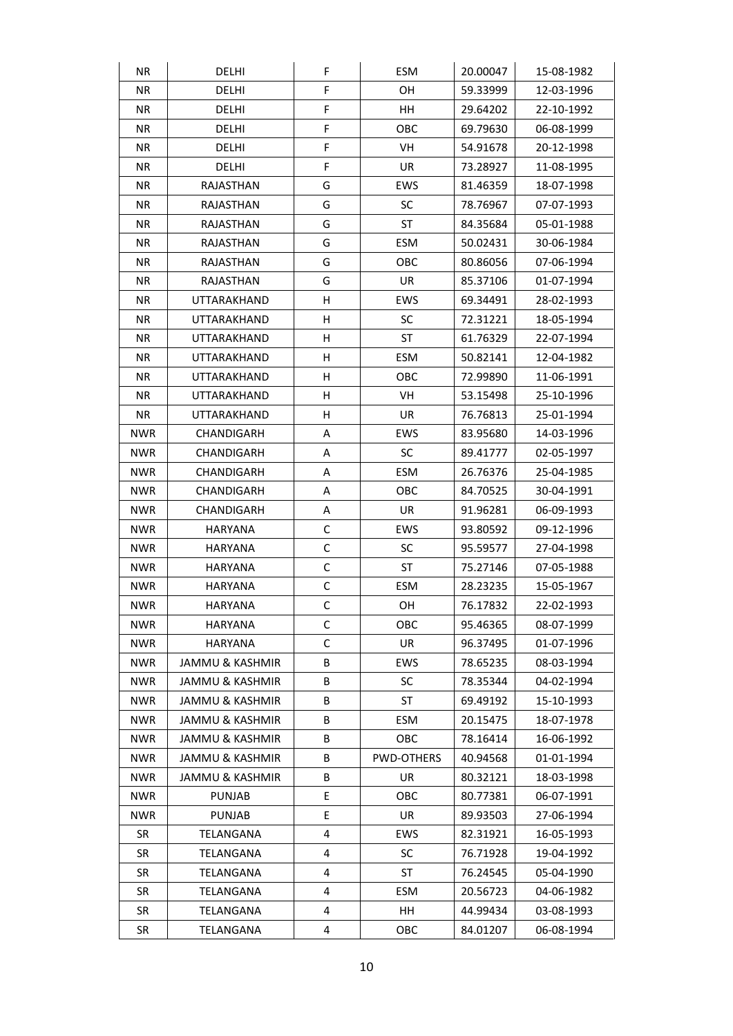| NR | DELHI | F | ESM | 20.00047 | 15-08-1982 |
|---|---|---|---|---|---|
| NR | DELHI | F | OH | 59.33999 | 12-03-1996 |
| NR | DELHI | F | HH | 29.64202 | 22-10-1992 |
| NR | DELHI | F | OBC | 69.79630 | 06-08-1999 |
| NR | DELHI | F | VH | 54.91678 | 20-12-1998 |
| NR | DELHI | F | UR | 73.28927 | 11-08-1995 |
| NR | RAJASTHAN | G | EWS | 81.46359 | 18-07-1998 |
| NR | RAJASTHAN | G | SC | 78.76967 | 07-07-1993 |
| NR | RAJASTHAN | G | ST | 84.35684 | 05-01-1988 |
| NR | RAJASTHAN | G | ESM | 50.02431 | 30-06-1984 |
| NR | RAJASTHAN | G | OBC | 80.86056 | 07-06-1994 |
| NR | RAJASTHAN | G | UR | 85.37106 | 01-07-1994 |
| NR | UTTARAKHAND | H | EWS | 69.34491 | 28-02-1993 |
| NR | UTTARAKHAND | H | SC | 72.31221 | 18-05-1994 |
| NR | UTTARAKHAND | H | ST | 61.76329 | 22-07-1994 |
| NR | UTTARAKHAND | H | ESM | 50.82141 | 12-04-1982 |
| NR | UTTARAKHAND | H | OBC | 72.99890 | 11-06-1991 |
| NR | UTTARAKHAND | H | VH | 53.15498 | 25-10-1996 |
| NR | UTTARAKHAND | H | UR | 76.76813 | 25-01-1994 |
| NWR | CHANDIGARH | A | EWS | 83.95680 | 14-03-1996 |
| NWR | CHANDIGARH | A | SC | 89.41777 | 02-05-1997 |
| NWR | CHANDIGARH | A | ESM | 26.76376 | 25-04-1985 |
| NWR | CHANDIGARH | A | OBC | 84.70525 | 30-04-1991 |
| NWR | CHANDIGARH | A | UR | 91.96281 | 06-09-1993 |
| NWR | HARYANA | C | EWS | 93.80592 | 09-12-1996 |
| NWR | HARYANA | C | SC | 95.59577 | 27-04-1998 |
| NWR | HARYANA | C | ST | 75.27146 | 07-05-1988 |
| NWR | HARYANA | C | ESM | 28.23235 | 15-05-1967 |
| NWR | HARYANA | C | OH | 76.17832 | 22-02-1993 |
| NWR | HARYANA | C | OBC | 95.46365 | 08-07-1999 |
| NWR | HARYANA | C | UR | 96.37495 | 01-07-1996 |
| NWR | JAMMU & KASHMIR | B | EWS | 78.65235 | 08-03-1994 |
| NWR | JAMMU & KASHMIR | B | SC | 78.35344 | 04-02-1994 |
| NWR | JAMMU & KASHMIR | B | ST | 69.49192 | 15-10-1993 |
| NWR | JAMMU & KASHMIR | B | ESM | 20.15475 | 18-07-1978 |
| NWR | JAMMU & KASHMIR | B | OBC | 78.16414 | 16-06-1992 |
| NWR | JAMMU & KASHMIR | B | PWD-OTHERS | 40.94568 | 01-01-1994 |
| NWR | JAMMU & KASHMIR | B | UR | 80.32121 | 18-03-1998 |
| NWR | PUNJAB | E | OBC | 80.77381 | 06-07-1991 |
| NWR | PUNJAB | E | UR | 89.93503 | 27-06-1994 |
| SR | TELANGANA | 4 | EWS | 82.31921 | 16-05-1993 |
| SR | TELANGANA | 4 | SC | 76.71928 | 19-04-1992 |
| SR | TELANGANA | 4 | ST | 76.24545 | 05-04-1990 |
| SR | TELANGANA | 4 | ESM | 20.56723 | 04-06-1982 |
| SR | TELANGANA | 4 | HH | 44.99434 | 03-08-1993 |
| SR | TELANGANA | 4 | OBC | 84.01207 | 06-08-1994 |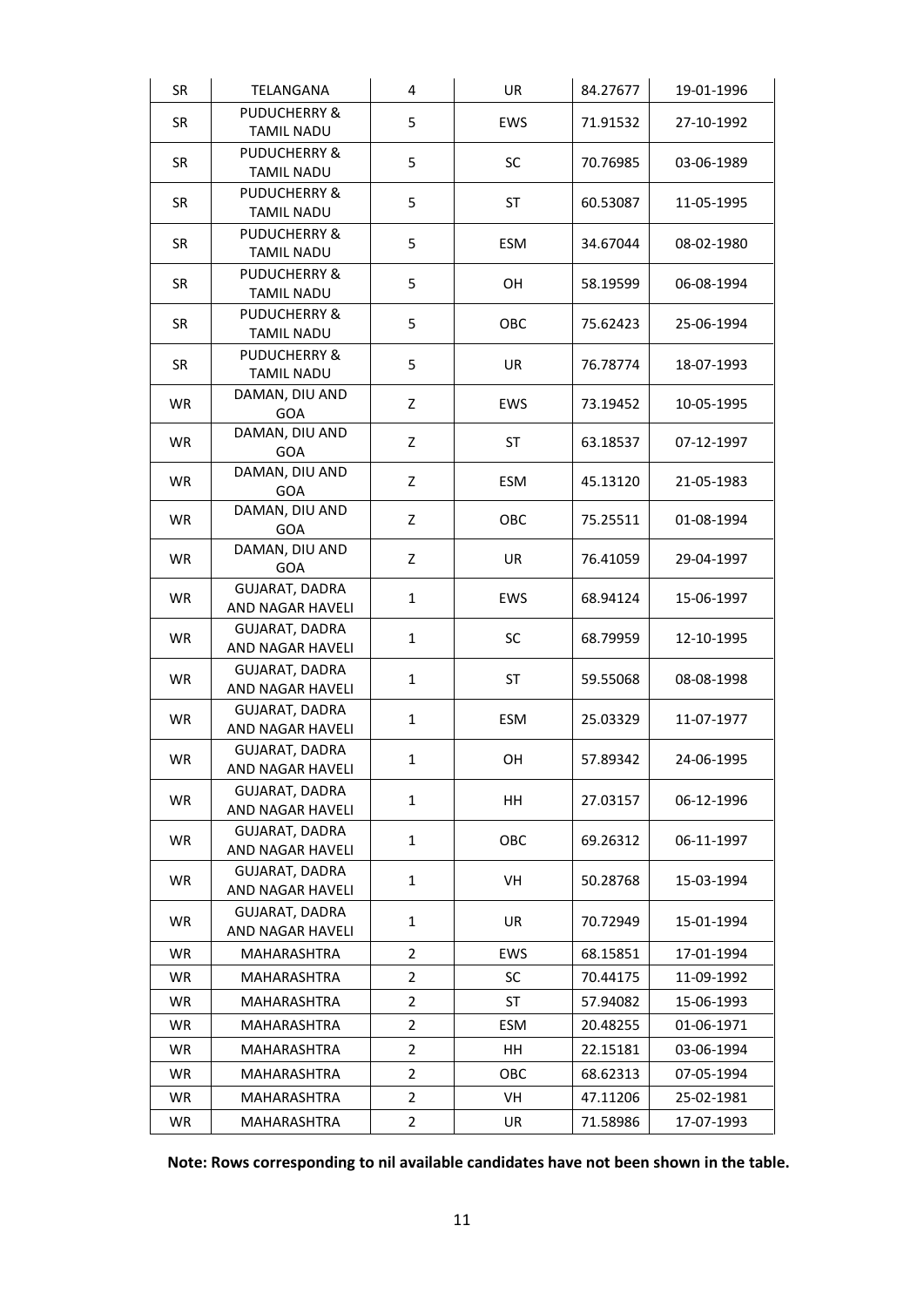| | | | | | |
|---|---|---|---|---|---|
| SR | TELANGANA | 4 | UR | 84.27677 | 19-01-1996 |
| SR | PUDUCHERRY & TAMIL NADU | 5 | EWS | 71.91532 | 27-10-1992 |
| SR | PUDUCHERRY & TAMIL NADU | 5 | SC | 70.76985 | 03-06-1989 |
| SR | PUDUCHERRY & TAMIL NADU | 5 | ST | 60.53087 | 11-05-1995 |
| SR | PUDUCHERRY & TAMIL NADU | 5 | ESM | 34.67044 | 08-02-1980 |
| SR | PUDUCHERRY & TAMIL NADU | 5 | OH | 58.19599 | 06-08-1994 |
| SR | PUDUCHERRY & TAMIL NADU | 5 | OBC | 75.62423 | 25-06-1994 |
| SR | PUDUCHERRY & TAMIL NADU | 5 | UR | 76.78774 | 18-07-1993 |
| WR | DAMAN, DIU AND GOA | Z | EWS | 73.19452 | 10-05-1995 |
| WR | DAMAN, DIU AND GOA | Z | ST | 63.18537 | 07-12-1997 |
| WR | DAMAN, DIU AND GOA | Z | ESM | 45.13120 | 21-05-1983 |
| WR | DAMAN, DIU AND GOA | Z | OBC | 75.25511 | 01-08-1994 |
| WR | DAMAN, DIU AND GOA | Z | UR | 76.41059 | 29-04-1997 |
| WR | GUJARAT, DADRA AND NAGAR HAVELI | 1 | EWS | 68.94124 | 15-06-1997 |
| WR | GUJARAT, DADRA AND NAGAR HAVELI | 1 | SC | 68.79959 | 12-10-1995 |
| WR | GUJARAT, DADRA AND NAGAR HAVELI | 1 | ST | 59.55068 | 08-08-1998 |
| WR | GUJARAT, DADRA AND NAGAR HAVELI | 1 | ESM | 25.03329 | 11-07-1977 |
| WR | GUJARAT, DADRA AND NAGAR HAVELI | 1 | OH | 57.89342 | 24-06-1995 |
| WR | GUJARAT, DADRA AND NAGAR HAVELI | 1 | HH | 27.03157 | 06-12-1996 |
| WR | GUJARAT, DADRA AND NAGAR HAVELI | 1 | OBC | 69.26312 | 06-11-1997 |
| WR | GUJARAT, DADRA AND NAGAR HAVELI | 1 | VH | 50.28768 | 15-03-1994 |
| WR | GUJARAT, DADRA AND NAGAR HAVELI | 1 | UR | 70.72949 | 15-01-1994 |
| WR | MAHARASHTRA | 2 | EWS | 68.15851 | 17-01-1994 |
| WR | MAHARASHTRA | 2 | SC | 70.44175 | 11-09-1992 |
| WR | MAHARASHTRA | 2 | ST | 57.94082 | 15-06-1993 |
| WR | MAHARASHTRA | 2 | ESM | 20.48255 | 01-06-1971 |
| WR | MAHARASHTRA | 2 | HH | 22.15181 | 03-06-1994 |
| WR | MAHARASHTRA | 2 | OBC | 68.62313 | 07-05-1994 |
| WR | MAHARASHTRA | 2 | VH | 47.11206 | 25-02-1981 |
| WR | MAHARASHTRA | 2 | UR | 71.58986 | 17-07-1993 |

**Note: Rows corresponding to nil available candidates have not been shown in the table.**